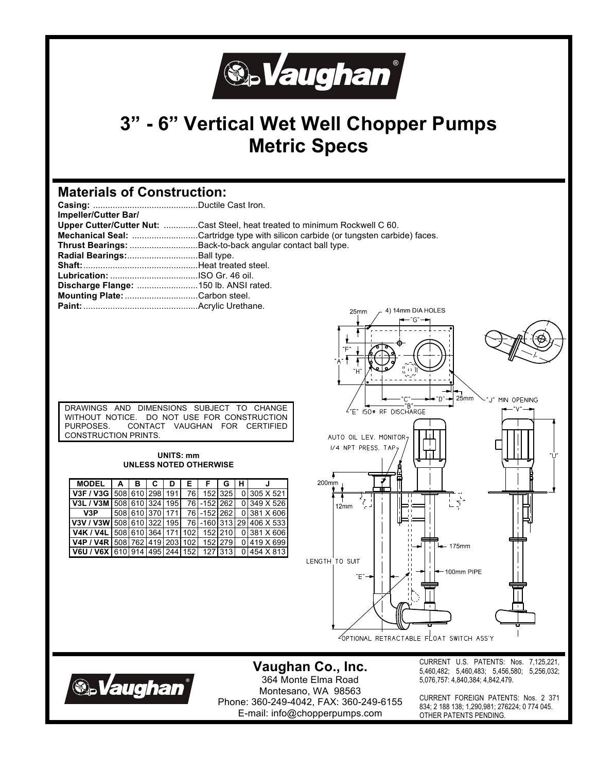# 3" - 6" Vertical Wet Well Chopper Pumps Metric Specs

## Materials of Construction:

**Casing:** ...........................................Ductile Cast Iron.
**Impeller/Cutter Bar/**
**Upper Cutter/Cutter Nut:** ..............Cast Steel, heat treated to minimum Rockwell C 60.
**Mechanical Seal:** ...........................Cartridge type with silicon carbide (or tungsten carbide) faces.
**Thrust Bearings:** ............................Back-to-back angular contact ball type.
**Radial Bearings:**.............................Ball type.
**Shaft:**...............................................Heat treated steel.
**Lubrication:** ....................................ISO Gr. 46 oil.
**Discharge Flange:** .........................150 lb. ANSI rated.
**Mounting Plate:**..............................Carbon steel.
**Paint:**...............................................Acrylic Urethane.

DRAWINGS AND DIMENSIONS SUBJECT TO CHANGE WITHOUT NOTICE. DO NOT USE FOR CONSTRUCTION PURPOSES. CONTACT VAUGHAN FOR CERTIFIED CONSTRUCTION PRINTS.

**UNITS: mm**
**UNLESS NOTED OTHERWISE**

| MODEL | A | B | C | D | E | F | G | H | J |
|---|---|---|---|---|---|---|---|---|---|
| V3F / V3G | 508 | 610 | 298 | 191 | 76 | 152 | 325 | 0 | 305 X 521 |
| V3L / V3M | 508 | 610 | 324 | 195 | 76 | -152 | 262 | 0 | 349 X 526 |
| V3P | 508 | 610 | 370 | 171 | 76 | -152 | 262 | 0 | 381 X 606 |
| V3V / V3W | 508 | 610 | 322 | 195 | 76 | -160 | 313 | 29 | 406 X 533 |
| V4K / V4L | 508 | 610 | 364 | 171 | 102 | 152 | 210 | 0 | 381 X 606 |
| V4P / V4R | 508 | 762 | 419 | 203 | 102 | 152 | 279 | 0 | 419 X 699 |
| V6U / V6X | 610 | 914 | 495 | 244 | 152 | 127 | 313 | 0 | 454 X 813 |

25mm — 4) 14mm DIA HOLES — "G" — "F" — "A" — "H" — "C" — "D" — 25mm — "B" — "E" 150# RF DISCHARGE — "J" MIN OPENING — "V" — "U"

AUTO OIL LEV. MONITOR — 1/4 NPT PRESS. TAP — 200mm — 12mm — 175mm — LENGTH TO SUIT — "E" — 100mm PIPE — OPTIONAL RETRACTABLE FLOAT SWITCH ASS'Y

**Vaughan Co., Inc.**
364 Monte Elma Road
Montesano, WA 98563
Phone: 360-249-4042, FAX: 360-249-6155
E-mail: info@chopperpumps.com

CURRENT U.S. PATENTS: Nos. 7,125,221, 5,460,482; 5,460,483; 5,456,580; 5,256,032; 5,076,757: 4,840,384; 4,842,479.

CURRENT FOREIGN PATENTS: Nos. 2 371 834; 2 188 138; 1,290,981; 276224; 0 774 045. OTHER PATENTS PENDING.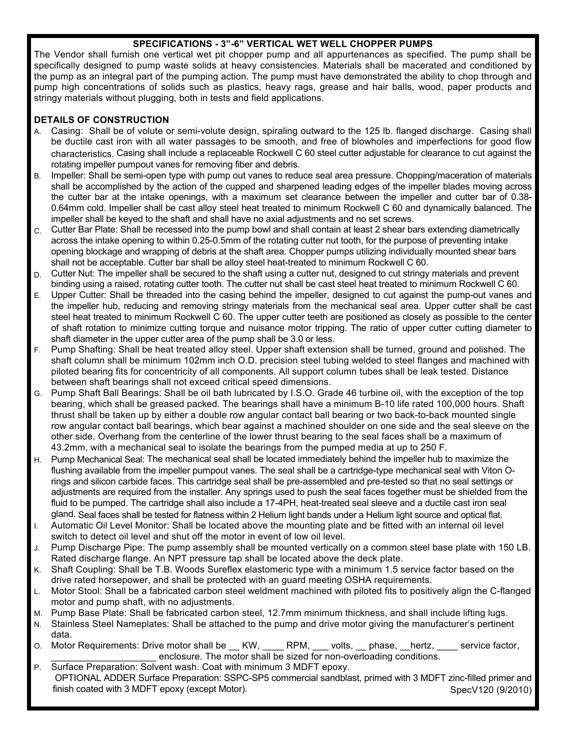## SPECIFICATIONS - 3"-6" VERTICAL WET WELL CHOPPER PUMPS

The Vendor shall furnish one vertical wet pit chopper pump and all appurtenances as specified. The pump shall be specifically designed to pump waste solids at heavy consistencies. Materials shall be macerated and conditioned by the pump as an integral part of the pumping action. The pump must have demonstrated the ability to chop through and pump high concentrations of solids such as plastics, heavy rags, grease and hair balls, wood, paper products and stringy materials without plugging, both in tests and field applications.

### DETAILS OF CONSTRUCTION

A. Casing: Shall be of volute or semi-volute design, spiraling outward to the 125 lb. flanged discharge. Casing shall be ductile cast iron with all water passages to be smooth, and free of blowholes and imperfections for good flow characteristics. Casing shall include a replaceable Rockwell C 60 steel cutter adjustable for clearance to cut against the rotating impeller pumpout vanes for removing fiber and debris.

B. Impeller: Shall be semi-open type with pump out vanes to reduce seal area pressure. Chopping/maceration of materials shall be accomplished by the action of the cupped and sharpened leading edges of the impeller blades moving across the cutter bar at the intake openings, with a maximum set clearance between the impeller and cutter bar of 0.38-0.64mm cold. Impeller shall be cast alloy steel heat treated to minimum Rockwell C 60 and dynamically balanced. The impeller shall be keyed to the shaft and shall have no axial adjustments and no set screws.

C. Cutter Bar Plate: Shall be recessed into the pump bowl and shall contain at least 2 shear bars extending diametrically across the intake opening to within 0.25-0.5mm of the rotating cutter nut tooth, for the purpose of preventing intake opening blockage and wrapping of debris at the shaft area. Chopper pumps utilizing individually mounted shear bars shall not be acceptable. Cutter bar shall be alloy steel heat-treated to minimum Rockwell C 60.

D. Cutter Nut: The impeller shall be secured to the shaft using a cutter nut, designed to cut stringy materials and prevent binding using a raised, rotating cutter tooth. The cutter nut shall be cast steel heat treated to minimum Rockwell C 60.

E. Upper Cutter: Shall be threaded into the casing behind the impeller, designed to cut against the pump-out vanes and the impeller hub, reducing and removing stringy materials from the mechanical seal area. Upper cutter shall be cast steel heat treated to minimum Rockwell C 60. The upper cutter teeth are positioned as closely as possible to the center of shaft rotation to minimize cutting torque and nuisance motor tripping. The ratio of upper cutter cutting diameter to shaft diameter in the upper cutter area of the pump shall be 3.0 or less.

F. Pump Shafting: Shall be heat treated alloy steel. Upper shaft extension shall be turned, ground and polished. The shaft column shall be minimum 102mm inch O.D. precision steel tubing welded to steel flanges and machined with piloted bearing fits for concentricity of all components. All support column tubes shall be leak tested. Distance between shaft bearings shall not exceed critical speed dimensions.

G. Pump Shaft Ball Bearings: Shall be oil bath lubricated by I.S.O. Grade 46 turbine oil, with the exception of the top bearing, which shall be greased packed. The bearings shall have a minimum B-10 life rated 100,000 hours. Shaft thrust shall be taken up by either a double row angular contact ball bearing or two back-to-back mounted single row angular contact ball bearings, which bear against a machined shoulder on one side and the seal sleeve on the other side. Overhang from the centerline of the lower thrust bearing to the seal faces shall be a maximum of 43.2mm, with a mechanical seal to isolate the bearings from the pumped media at up to 250 F.

H. Pump Mechanical Seal: The mechanical seal shall be located immediately behind the impeller hub to maximize the flushing available from the impeller pumpout vanes. The seal shall be a cartridge-type mechanical seal with Viton O-rings and silicon carbide faces. This cartridge seal shall be pre-assembled and pre-tested so that no seal settings or adjustments are required from the installer. Any springs used to push the seal faces together must be shielded from the fluid to be pumped. The cartridge shall also include a 17-4PH, heat-treated seal sleeve and a ductile cast iron seal gland. Seal faces shall be tested for flatness within 2 Helium light bands under a Helium light source and optical flat.

I. Automatic Oil Level Monitor: Shall be located above the mounting plate and be fitted with an internal oil level switch to detect oil level and shut off the motor in event of low oil level.

J. Pump Discharge Pipe: The pump assembly shall be mounted vertically on a common steel base plate with 150 LB. Rated discharge flange. An NPT pressure tap shall be located above the deck plate.

K. Shaft Coupling: Shall be T.B. Woods Sureflex elastomeric type with a minimum 1.5 service factor based on the drive rated horsepower, and shall be protected with an guard meeting OSHA requirements.

L. Motor Stool: Shall be a fabricated carbon steel weldment machined with piloted fits to positively align the C-flanged motor and pump shaft, with no adjustments.

M. Pump Base Plate: Shall be fabricated carbon steel, 12.7mm minimum thickness, and shall include lifting lugs.

N. Stainless Steel Nameplates: Shall be attached to the pump and drive motor giving the manufacturer's pertinent data.

O. Motor Requirements: Drive motor shall be __ KW, ____ RPM, ___ volts, __ phase, __hertz, ____ service factor, ____________________ enclosure. The motor shall be sized for non-overloading conditions.

P. Surface Preparation: Solvent wash. Coat with minimum 3 MDFT epoxy.
OPTIONAL ADDER Surface Preparation: SSPC-SP5 commercial sandblast, primed with 3 MDFT zinc-filled primer and finish coated with 3 MDFT epoxy (except Motor).

SpecV120 (9/2010)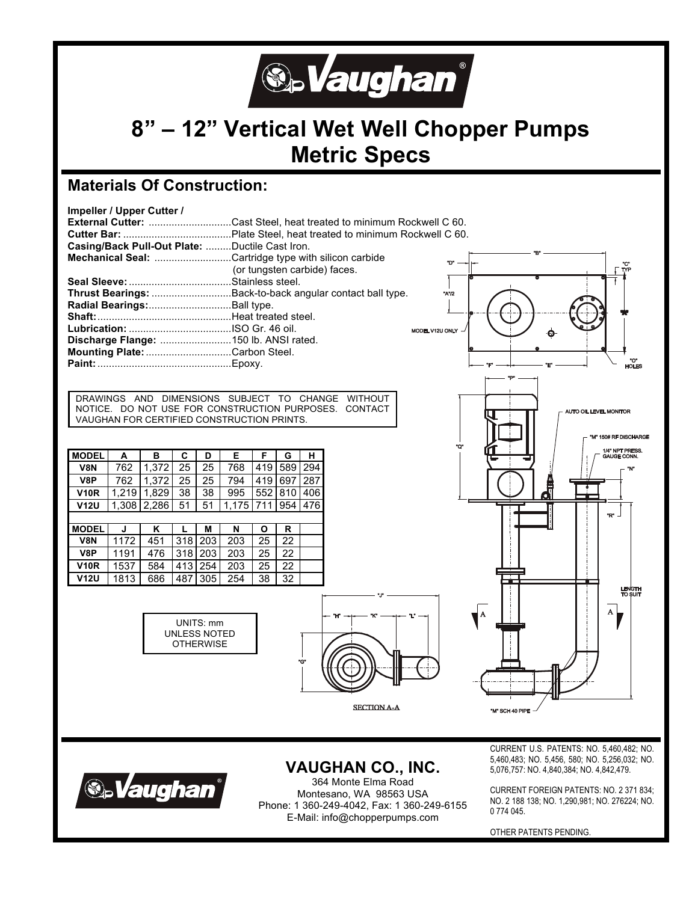# 8" – 12" Vertical Wet Well Chopper Pumps
# Metric Specs

## Materials Of Construction:

**Impeller / Upper Cutter /**
**External Cutter:** .............................Cast Steel, heat treated to minimum Rockwell C 60.
**Cutter Bar:** ......................................Plate Steel, heat treated to minimum Rockwell C 60.
**Casing/Back Pull-Out Plate:** .........Ductile Cast Iron.
**Mechanical Seal:** ...........................Cartridge type with silicon carbide (or tungsten carbide) faces.
**Seal Sleeve:** ....................................Stainless steel.
**Thrust Bearings:** ............................Back-to-back angular contact ball type.
**Radial Bearings:**.............................Ball type.
**Shaft:**...............................................Heat treated steel.
**Lubrication:** ....................................ISO Gr. 46 oil.
**Discharge Flange:** .........................150 lb. ANSI rated.
**Mounting Plate:** ..............................Carbon Steel.
**Paint:** ...............................................Epoxy.

DRAWINGS AND DIMENSIONS SUBJECT TO CHANGE WITHOUT NOTICE. DO NOT USE FOR CONSTRUCTION PURPOSES. CONTACT VAUGHAN FOR CERTIFIED CONSTRUCTION PRINTS.

| MODEL | A | B | C | D | E | F | G | H |
|---|---|---|---|---|---|---|---|---|
| V8N | 762 | 1,372 | 25 | 25 | 768 | 419 | 589 | 294 |
| V8P | 762 | 1,372 | 25 | 25 | 794 | 419 | 697 | 287 |
| V10R | 1,219 | 1,829 | 38 | 38 | 995 | 552 | 810 | 406 |
| V12U | 1,308 | 2,286 | 51 | 51 | 1,175 | 711 | 954 | 476 |
| | | | | | | | | |
| **MODEL** | **J** | **K** | **L** | **M** | **N** | **O** | **R** | |
| V8N | 1172 | 451 | 318 | 203 | 203 | 25 | 22 | |
| V8P | 1191 | 476 | 318 | 203 | 203 | 25 | 22 | |
| V10R | 1537 | 584 | 413 | 254 | 203 | 25 | 22 | |
| V12U | 1813 | 686 | 487 | 305 | 254 | 38 | 32 | |

UNITS: mm
UNLESS NOTED OTHERWISE

"B" "D" "C" TYP "A"/2 "A" MODEL V12U ONLY "O" HOLES "F" "E" "P"

AUTO OIL LEVEL MONITOR
"Q"
"M" 150# RF DISCHARGE
1/4" NPT PRESS. GAUGE CONN.
"N"
"R"
LENGTH TO SUIT
"M" SCH 40 PIPE

"J" "H" "K" "L" "G"

SECTION A-A

## VAUGHAN CO., INC.

364 Monte Elma Road
Montesano, WA 98563 USA
Phone: 1 360-249-4042, Fax: 1 360-249-6155
E-Mail: info@chopperpumps.com

CURRENT U.S. PATENTS: NO. 5,460,482; NO. 5,460,483; NO. 5,456, 580; NO. 5,256,032; NO. 5,076,757: NO. 4,840,384; NO. 4,842,479.

CURRENT FOREIGN PATENTS: NO. 2 371 834; NO. 2 188 138; NO. 1,290,981; NO. 276224; NO. 0 774 045.

OTHER PATENTS PENDING.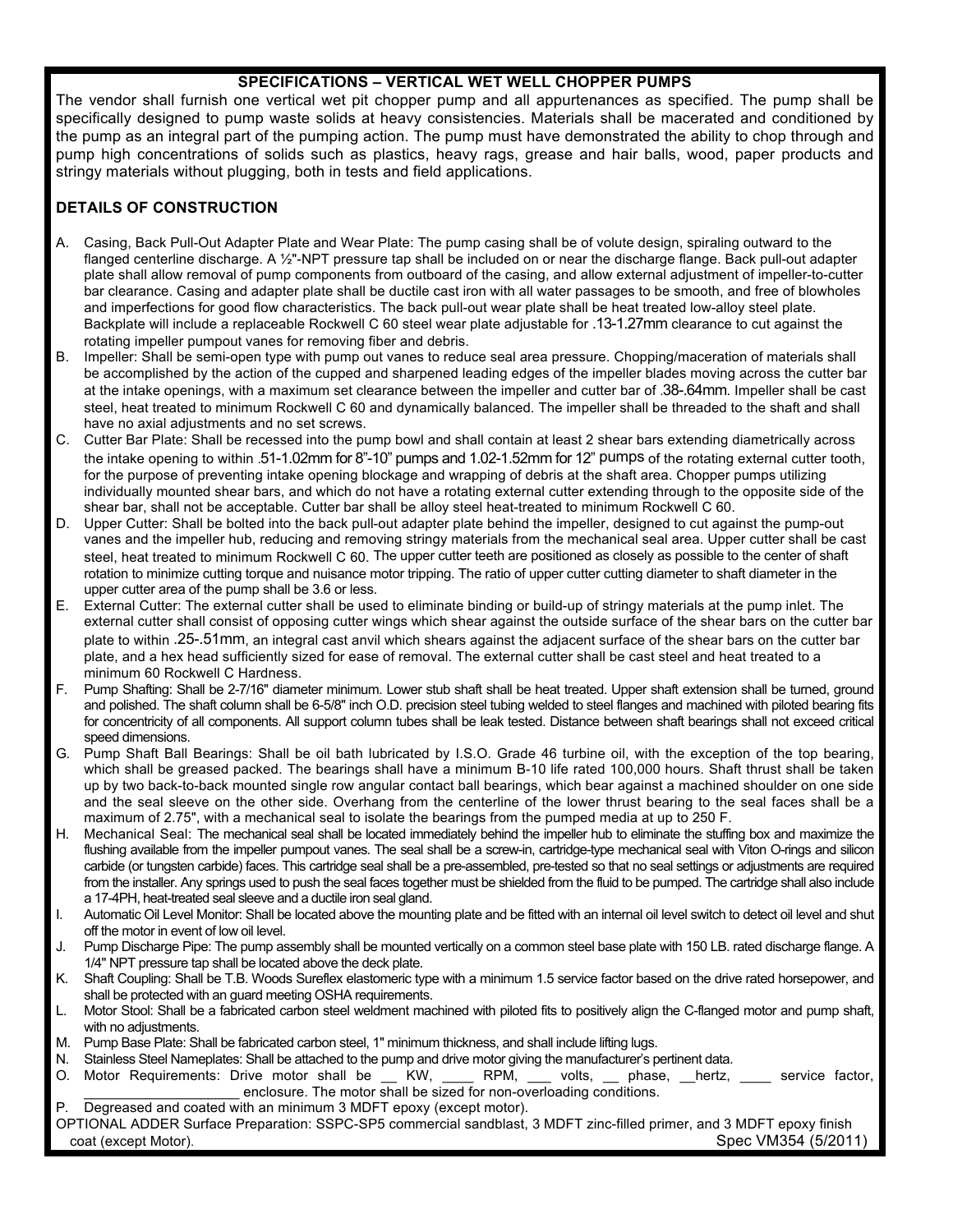## SPECIFICATIONS – VERTICAL WET WELL CHOPPER PUMPS

The vendor shall furnish one vertical wet pit chopper pump and all appurtenances as specified. The pump shall be specifically designed to pump waste solids at heavy consistencies. Materials shall be macerated and conditioned by the pump as an integral part of the pumping action. The pump must have demonstrated the ability to chop through and pump high concentrations of solids such as plastics, heavy rags, grease and hair balls, wood, paper products and stringy materials without plugging, both in tests and field applications.

### DETAILS OF CONSTRUCTION

A. Casing, Back Pull-Out Adapter Plate and Wear Plate: The pump casing shall be of volute design, spiraling outward to the flanged centerline discharge. A ½"-NPT pressure tap shall be included on or near the discharge flange. Back pull-out adapter plate shall allow removal of pump components from outboard of the casing, and allow external adjustment of impeller-to-cutter bar clearance. Casing and adapter plate shall be ductile cast iron with all water passages to be smooth, and free of blowholes and imperfections for good flow characteristics. The back pull-out wear plate shall be heat treated low-alloy steel plate. Backplate will include a replaceable Rockwell C 60 steel wear plate adjustable for .13-1.27mm clearance to cut against the rotating impeller pumpout vanes for removing fiber and debris.

B. Impeller: Shall be semi-open type with pump out vanes to reduce seal area pressure. Chopping/maceration of materials shall be accomplished by the action of the cupped and sharpened leading edges of the impeller blades moving across the cutter bar at the intake openings, with a maximum set clearance between the impeller and cutter bar of .38-.64mm. Impeller shall be cast steel, heat treated to minimum Rockwell C 60 and dynamically balanced. The impeller shall be threaded to the shaft and shall have no axial adjustments and no set screws.

C. Cutter Bar Plate: Shall be recessed into the pump bowl and shall contain at least 2 shear bars extending diametrically across the intake opening to within .51-1.02mm for 8"-10" pumps and 1.02-1.52mm for 12" pumps of the rotating external cutter tooth, for the purpose of preventing intake opening blockage and wrapping of debris at the shaft area. Chopper pumps utilizing individually mounted shear bars, and which do not have a rotating external cutter extending through to the opposite side of the shear bar, shall not be acceptable. Cutter bar shall be alloy steel heat-treated to minimum Rockwell C 60.

D. Upper Cutter: Shall be bolted into the back pull-out adapter plate behind the impeller, designed to cut against the pump-out vanes and the impeller hub, reducing and removing stringy materials from the mechanical seal area. Upper cutter shall be cast steel, heat treated to minimum Rockwell C 60. The upper cutter teeth are positioned as closely as possible to the center of shaft rotation to minimize cutting torque and nuisance motor tripping. The ratio of upper cutter cutting diameter to shaft diameter in the upper cutter area of the pump shall be 3.6 or less.

E. External Cutter: The external cutter shall be used to eliminate binding or build-up of stringy materials at the pump inlet. The external cutter shall consist of opposing cutter wings which shear against the outside surface of the shear bars on the cutter bar plate to within .25-.51mm, an integral cast anvil which shears against the adjacent surface of the shear bars on the cutter bar plate, and a hex head sufficiently sized for ease of removal. The external cutter shall be cast steel and heat treated to a minimum 60 Rockwell C Hardness.

F. Pump Shafting: Shall be 2-7/16" diameter minimum. Lower stub shaft shall be heat treated. Upper shaft extension shall be turned, ground and polished. The shaft column shall be 6-5/8" inch O.D. precision steel tubing welded to steel flanges and machined with piloted bearing fits for concentricity of all components. All support column tubes shall be leak tested. Distance between shaft bearings shall not exceed critical speed dimensions.

G. Pump Shaft Ball Bearings: Shall be oil bath lubricated by I.S.O. Grade 46 turbine oil, with the exception of the top bearing, which shall be greased packed. The bearings shall have a minimum B-10 life rated 100,000 hours. Shaft thrust shall be taken up by two back-to-back mounted single row angular contact ball bearings, which bear against a machined shoulder on one side and the seal sleeve on the other side. Overhang from the centerline of the lower thrust bearing to the seal faces shall be a maximum of 2.75", with a mechanical seal to isolate the bearings from the pumped media at up to 250 F.

H. Mechanical Seal: The mechanical seal shall be located immediately behind the impeller hub to eliminate the stuffing box and maximize the flushing available from the impeller pumpout vanes. The seal shall be a screw-in, cartridge-type mechanical seal with Viton O-rings and silicon carbide (or tungsten carbide) faces. This cartridge seal shall be a pre-assembled, pre-tested so that no seal settings or adjustments are required from the installer. Any springs used to push the seal faces together must be shielded from the fluid to be pumped. The cartridge shall also include a 17-4PH, heat-treated seal sleeve and a ductile iron seal gland.

I. Automatic Oil Level Monitor: Shall be located above the mounting plate and be fitted with an internal oil level switch to detect oil level and shut off the motor in event of low oil level.

J. Pump Discharge Pipe: The pump assembly shall be mounted vertically on a common steel base plate with 150 LB. rated discharge flange. A 1/4" NPT pressure tap shall be located above the deck plate.

K. Shaft Coupling: Shall be T.B. Woods Sureflex elastomeric type with a minimum 1.5 service factor based on the drive rated horsepower, and shall be protected with an guard meeting OSHA requirements.

L. Motor Stool: Shall be a fabricated carbon steel weldment machined with piloted fits to positively align the C-flanged motor and pump shaft, with no adjustments.

M. Pump Base Plate: Shall be fabricated carbon steel, 1" minimum thickness, and shall include lifting lugs.

N. Stainless Steel Nameplates: Shall be attached to the pump and drive motor giving the manufacturer's pertinent data.

O. Motor Requirements: Drive motor shall be __ KW, ____ RPM, ___ volts, __ phase, __hertz, ____ service factor, ____________________ enclosure. The motor shall be sized for non-overloading conditions.

P. Degreased and coated with an minimum 3 MDFT epoxy (except motor).

OPTIONAL ADDER Surface Preparation: SSPC-SP5 commercial sandblast, 3 MDFT zinc-filled primer, and 3 MDFT epoxy finish coat (except Motor).

Spec VM354 (5/2011)